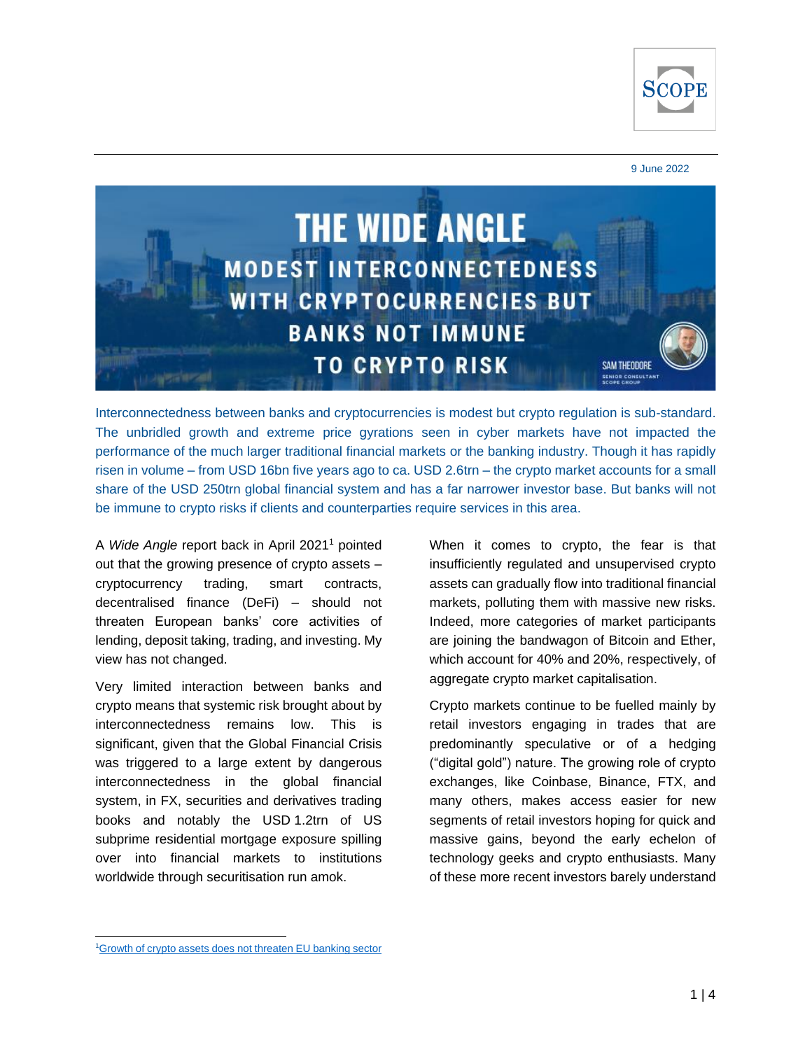9 June 2022

# THE WIDE ANGLE

## MODEST INTERCONNECTEDNESS WITH CRYPTOCURRENCIES BUT BANKS NOT IMMUNE TO CRYPTO RISK

SAM THEODORE
SENIOR CONSULTANT
SCOPE GROUP

Interconnectedness between banks and cryptocurrencies is modest but crypto regulation is sub-standard. The unbridled growth and extreme price gyrations seen in cyber markets have not impacted the performance of the much larger traditional financial markets or the banking industry. Though it has rapidly risen in volume – from USD 16bn five years ago to ca. USD 2.6trn – the crypto market accounts for a small share of the USD 250trn global financial system and has a far narrower investor base. But banks will not be immune to crypto risks if clients and counterparties require services in this area.

A *Wide Angle* report back in April 2021[1] pointed out that the growing presence of crypto assets – cryptocurrency trading, smart contracts, decentralised finance (DeFi) – should not threaten European banks' core activities of lending, deposit taking, trading, and investing. My view has not changed.

Very limited interaction between banks and crypto means that systemic risk brought about by interconnectedness remains low. This is significant, given that the Global Financial Crisis was triggered to a large extent by dangerous interconnectedness in the global financial system, in FX, securities and derivatives trading books and notably the USD 1.2trn of US subprime residential mortgage exposure spilling over into financial markets to institutions worldwide through securitisation run amok.

When it comes to crypto, the fear is that insufficiently regulated and unsupervised crypto assets can gradually flow into traditional financial markets, polluting them with massive new risks. Indeed, more categories of market participants are joining the bandwagon of Bitcoin and Ether, which account for 40% and 20%, respectively, of aggregate crypto market capitalisation.

Crypto markets continue to be fuelled mainly by retail investors engaging in trades that are predominantly speculative or of a hedging ("digital gold") nature. The growing role of crypto exchanges, like Coinbase, Binance, FTX, and many others, makes access easier for new segments of retail investors hoping for quick and massive gains, beyond the early echelon of technology geeks and crypto enthusiasts. Many of these more recent investors barely understand

[1] Growth of crypto assets does not threaten EU banking sector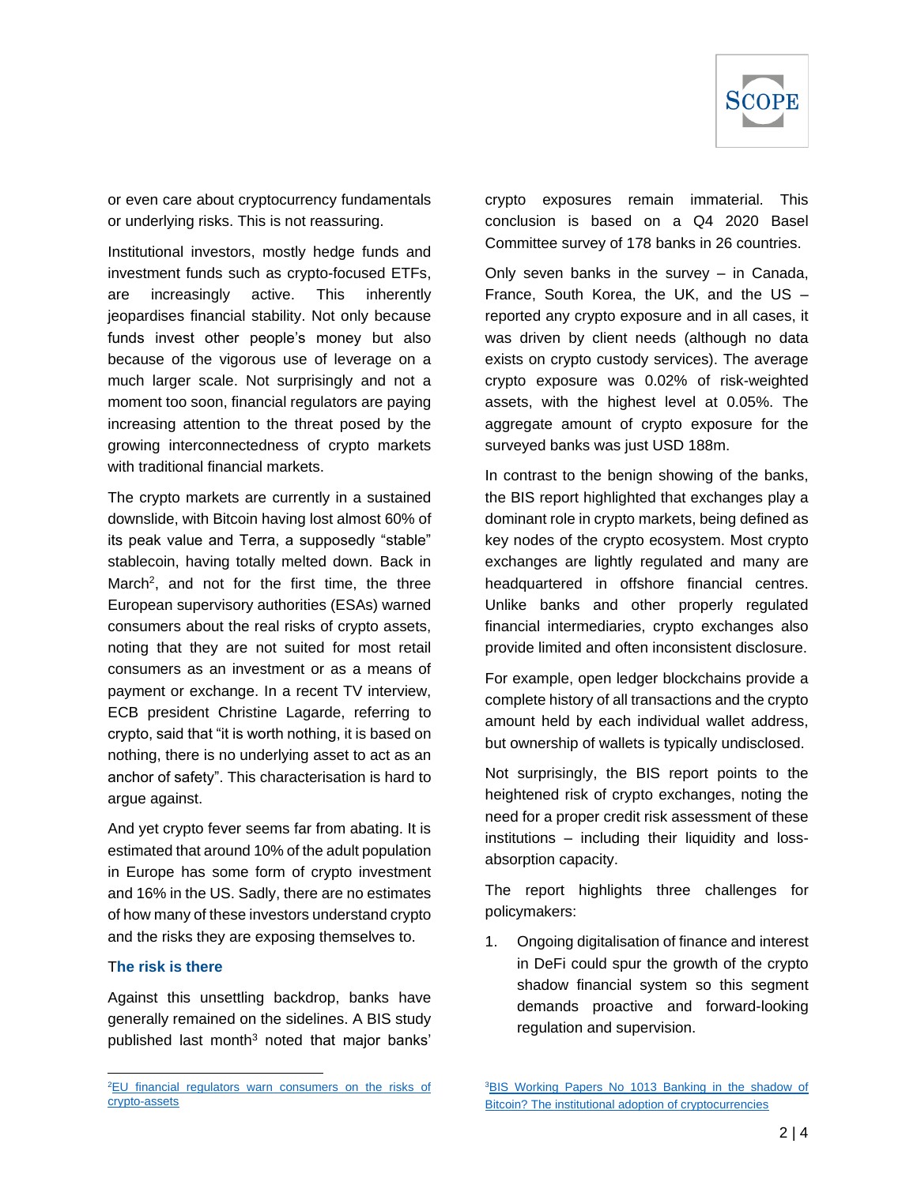or even care about cryptocurrency fundamentals or underlying risks. This is not reassuring.

Institutional investors, mostly hedge funds and investment funds such as crypto-focused ETFs, are increasingly active. This inherently jeopardises financial stability. Not only because funds invest other people's money but also because of the vigorous use of leverage on a much larger scale. Not surprisingly and not a moment too soon, financial regulators are paying increasing attention to the threat posed by the growing interconnectedness of crypto markets with traditional financial markets.

The crypto markets are currently in a sustained downslide, with Bitcoin having lost almost 60% of its peak value and Terra, a supposedly "stable" stablecoin, having totally melted down. Back in March[2], and not for the first time, the three European supervisory authorities (ESAs) warned consumers about the real risks of crypto assets, noting that they are not suited for most retail consumers as an investment or as a means of payment or exchange. In a recent TV interview, ECB president Christine Lagarde, referring to crypto, said that "it is worth nothing, it is based on nothing, there is no underlying asset to act as an anchor of safety". This characterisation is hard to argue against.

And yet crypto fever seems far from abating. It is estimated that around 10% of the adult population in Europe has some form of crypto investment and 16% in the US. Sadly, there are no estimates of how many of these investors understand crypto and the risks they are exposing themselves to.

### The risk is there

Against this unsettling backdrop, banks have generally remained on the sidelines. A BIS study published last month[3] noted that major banks' crypto exposures remain immaterial. This conclusion is based on a Q4 2020 Basel Committee survey of 178 banks in 26 countries.

Only seven banks in the survey – in Canada, France, South Korea, the UK, and the US – reported any crypto exposure and in all cases, it was driven by client needs (although no data exists on crypto custody services). The average crypto exposure was 0.02% of risk-weighted assets, with the highest level at 0.05%. The aggregate amount of crypto exposure for the surveyed banks was just USD 188m.

In contrast to the benign showing of the banks, the BIS report highlighted that exchanges play a dominant role in crypto markets, being defined as key nodes of the crypto ecosystem. Most crypto exchanges are lightly regulated and many are headquartered in offshore financial centres. Unlike banks and other properly regulated financial intermediaries, crypto exchanges also provide limited and often inconsistent disclosure.

For example, open ledger blockchains provide a complete history of all transactions and the crypto amount held by each individual wallet address, but ownership of wallets is typically undisclosed.

Not surprisingly, the BIS report points to the heightened risk of crypto exchanges, noting the need for a proper credit risk assessment of these institutions – including their liquidity and loss-absorption capacity.

The report highlights three challenges for policymakers:

1. Ongoing digitalisation of finance and interest in DeFi could spur the growth of the crypto shadow financial system so this segment demands proactive and forward-looking regulation and supervision.

---

[2] EU financial regulators warn consumers on the risks of crypto-assets

[3] BIS Working Papers No 1013 Banking in the shadow of Bitcoin? The institutional adoption of cryptocurrencies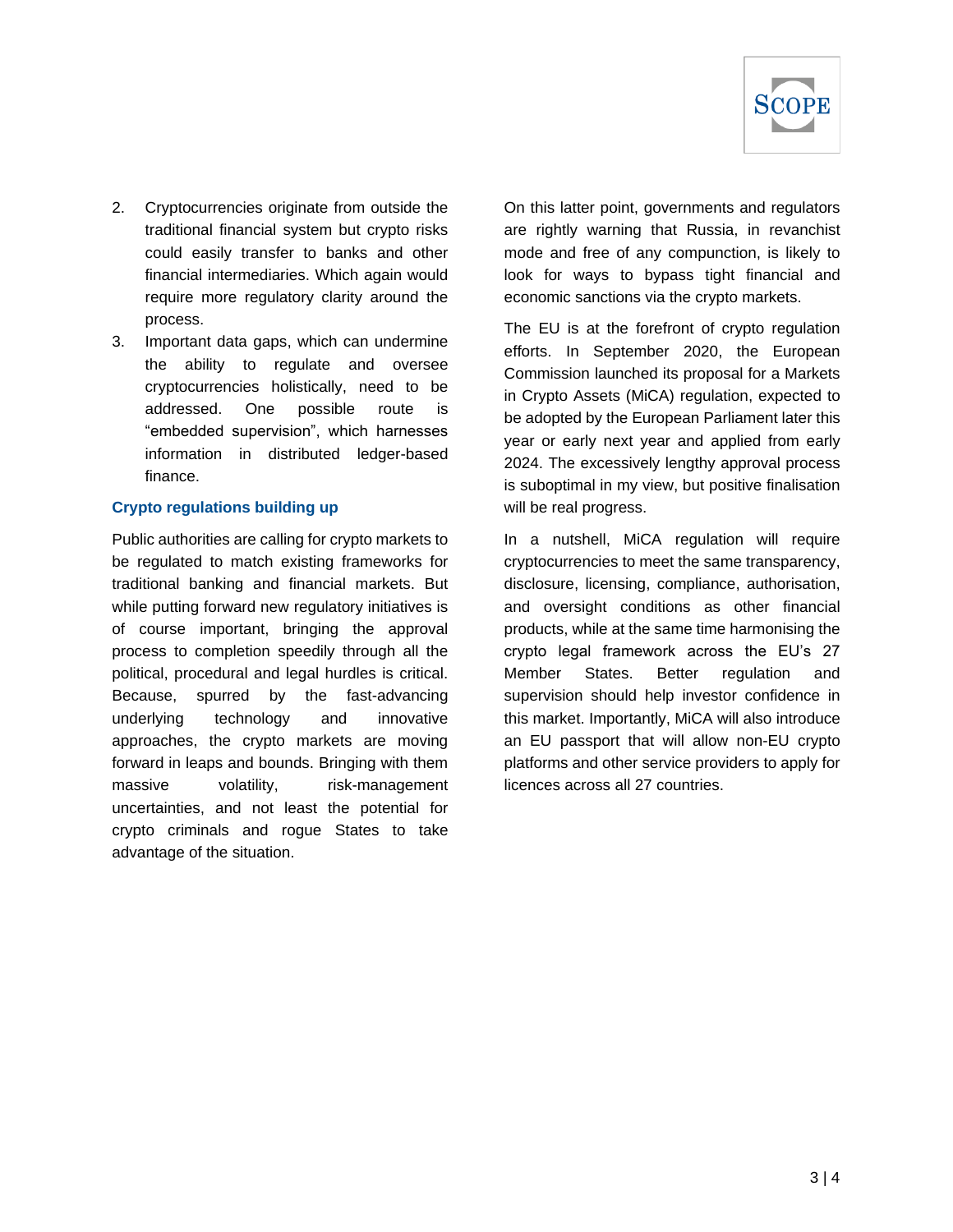2. Cryptocurrencies originate from outside the traditional financial system but crypto risks could easily transfer to banks and other financial intermediaries. Which again would require more regulatory clarity around the process.
3. Important data gaps, which can undermine the ability to regulate and oversee cryptocurrencies holistically, need to be addressed. One possible route is "embedded supervision", which harnesses information in distributed ledger-based finance.

### Crypto regulations building up

Public authorities are calling for crypto markets to be regulated to match existing frameworks for traditional banking and financial markets. But while putting forward new regulatory initiatives is of course important, bringing the approval process to completion speedily through all the political, procedural and legal hurdles is critical. Because, spurred by the fast-advancing underlying technology and innovative approaches, the crypto markets are moving forward in leaps and bounds. Bringing with them massive volatility, risk-management uncertainties, and not least the potential for crypto criminals and rogue States to take advantage of the situation.

On this latter point, governments and regulators are rightly warning that Russia, in revanchist mode and free of any compunction, is likely to look for ways to bypass tight financial and economic sanctions via the crypto markets.

The EU is at the forefront of crypto regulation efforts. In September 2020, the European Commission launched its proposal for a Markets in Crypto Assets (MiCA) regulation, expected to be adopted by the European Parliament later this year or early next year and applied from early 2024. The excessively lengthy approval process is suboptimal in my view, but positive finalisation will be real progress.

In a nutshell, MiCA regulation will require cryptocurrencies to meet the same transparency, disclosure, licensing, compliance, authorisation, and oversight conditions as other financial products, while at the same time harmonising the crypto legal framework across the EU's 27 Member States. Better regulation and supervision should help investor confidence in this market. Importantly, MiCA will also introduce an EU passport that will allow non-EU crypto platforms and other service providers to apply for licences across all 27 countries.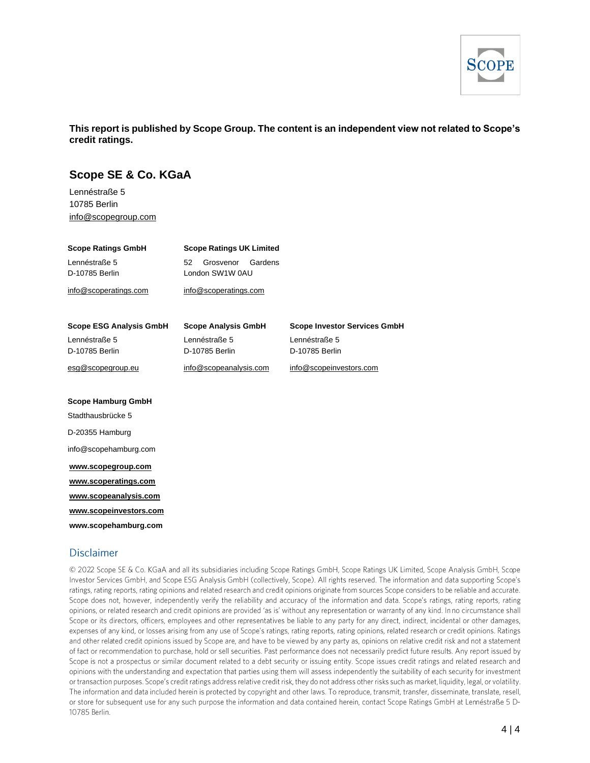**This report is published by Scope Group. The content is an independent view not related to Scope's credit ratings.**

## Scope SE & Co. KGaA

Lennéstraße 5
10785 Berlin
info@scopegroup.com

**Scope Ratings GmbH**

Lennéstraße 5
D-10785 Berlin

info@scoperatings.com

**Scope Ratings UK Limited**

52 Grosvenor Gardens
London SW1W 0AU

info@scoperatings.com

**Scope ESG Analysis GmbH**

Lennéstraße 5
D-10785 Berlin

esg@scopegroup.eu

**Scope Analysis GmbH**

Lennéstraße 5
D-10785 Berlin

info@scopeanalysis.com

**Scope Investor Services GmbH**

Lennéstraße 5
D-10785 Berlin

info@scopeinvestors.com

**Scope Hamburg GmbH**

Stadthausbrücke 5

D-20355 Hamburg

info@scopehamburg.com

**www.scopegroup.com**

**www.scoperatings.com**

**www.scopeanalysis.com**

**www.scopeinvestors.com**

**www.scopehamburg.com**

## Disclaimer

© 2022 Scope SE & Co. KGaA and all its subsidiaries including Scope Ratings GmbH, Scope Ratings UK Limited, Scope Analysis GmbH, Scope Investor Services GmbH, and Scope ESG Analysis GmbH (collectively, Scope). All rights reserved. The information and data supporting Scope's ratings, rating reports, rating opinions and related research and credit opinions originate from sources Scope considers to be reliable and accurate. Scope does not, however, independently verify the reliability and accuracy of the information and data. Scope's ratings, rating reports, rating opinions, or related research and credit opinions are provided 'as is' without any representation or warranty of any kind. In no circumstance shall Scope or its directors, officers, employees and other representatives be liable to any party for any direct, indirect, incidental or other damages, expenses of any kind, or losses arising from any use of Scope's ratings, rating reports, rating opinions, related research or credit opinions. Ratings and other related credit opinions issued by Scope are, and have to be viewed by any party as, opinions on relative credit risk and not a statement of fact or recommendation to purchase, hold or sell securities. Past performance does not necessarily predict future results. Any report issued by Scope is not a prospectus or similar document related to a debt security or issuing entity. Scope issues credit ratings and related research and opinions with the understanding and expectation that parties using them will assess independently the suitability of each security for investment or transaction purposes. Scope's credit ratings address relative credit risk, they do not address other risks such as market, liquidity, legal, or volatility. The information and data included herein is protected by copyright and other laws. To reproduce, transmit, transfer, disseminate, translate, resell, or store for subsequent use for any such purpose the information and data contained herein, contact Scope Ratings GmbH at Lennéstraße 5 D-10785 Berlin.